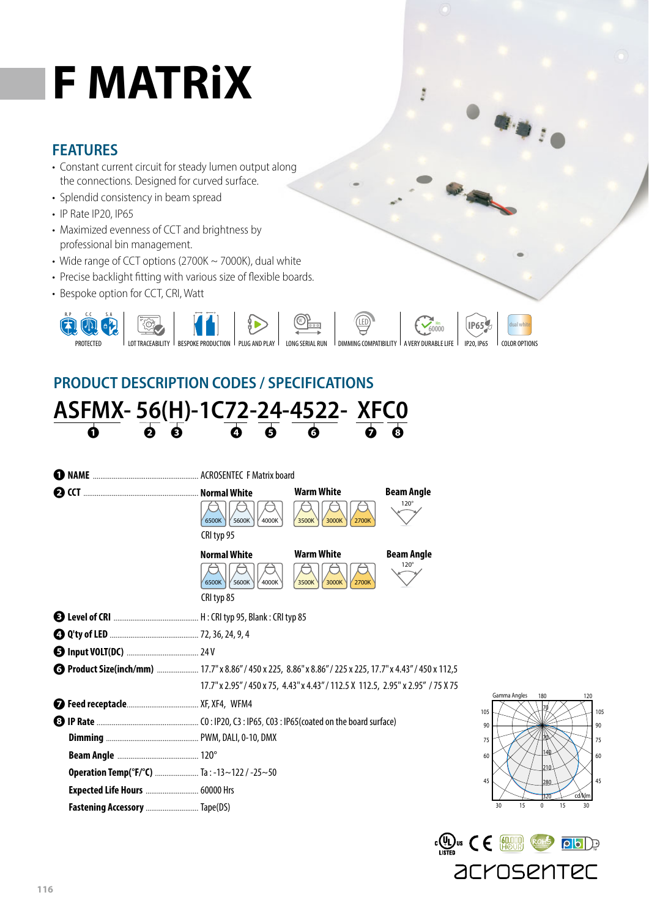# F MATRiX

## FEATURES

- Constant current circuit for steady lumen output along the connections. Designed for curved surface.
- Splendid consistency in beam spread
- IP Rate IP20, IP65
- Maximized evenness of CCT and brightness by professional bin management.
- Wide range of CCT options (2700K ~ 7000K), dual white
- Precise backlight fitting with various size of flexible boards.
- Bespoke option for CCT, CRI, Watt

PROTECTED | LOT TRACEABILITY | BESPOKE PRODUCTION | PLUG AND PLAY | LONG SERIAL RUN | DIMMING COMPATIBILITY | A VERY DURABLE LIFE | IP20, IP65 | COLOR OPTIONS

## PRODUCT DESCRIPTION CODES / SPECIFICATIONS

**ASFMX- 56(H)-1C72-24-4522- XFC0**

❶ ❷ ❸ ❹ ❺ ❻ ❼ ❽

**❶ NAME** ........ ACROSENTEC F Matrix board

**❷ CCT** ........

| Normal White | | | Warm White | | | Beam Angle |
|---|---|---|---|---|---|---|
| 6500K | 5600K | 4000K | 3500K | 3000K | 2700K | 120° |

CRI typ 95

| Normal White | | | Warm White | | | Beam Angle |
|---|---|---|---|---|---|---|
| 6500K | 5600K | 4000K | 3500K | 3000K | 2700K | 120° |

CRI typ 85

**❸ Level of CRI** ........ H : CRI typ 95, Blank : CRI typ 85

**❹ Q'ty of LED** ........ 72, 36, 24, 9, 4

**❺ Input VOLT(DC)** ........ 24 V

**❻ Product Size(inch/mm)** ........ 17.7" x 8.86" / 450 x 225, 8.86" x 8.86" / 225 x 225, 17.7" x 4.43" / 450 x 112,5, 17.7" x 2.95" / 450 x 75, 4.43" x 4.43" / 112.5 X 112.5, 2.95" x 2.95" / 75 X 75

**❼ Feed receptacle** ........ XF, XF4, WFM4

**❽ IP Rate** ........ C0 : IP20, C3 : IP65, C03 : IP65(coated on the board surface)

**Dimming** ........ PWM, DALI, 0-10, DMX

**Beam Angle** ........ 120°

**Operation Temp(°F/°C)** ........ Ta : -13~122 / -25~50

**Expected Life Hours** ........ 60000 Hrs

**Fastening Accessory** ........ Tape(DS)

acrosentec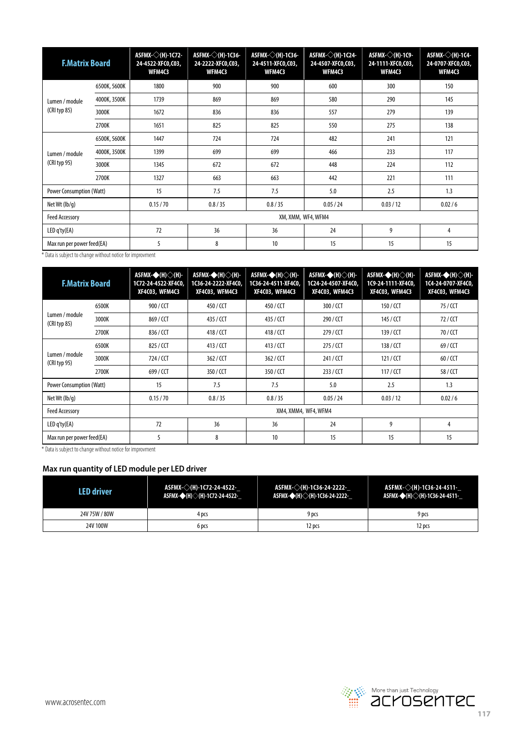| F.Matrix Board | | ASFMX-◇(H)-1C72-24-4522-XFC0,C03, WFM4C3 | ASFMX-◇(H)-1C36-24-2222-XFC0,C03, WFM4C3 | ASFMX-◇(H)-1C36-24-4511-XFC0,C03, WFM4C3 | ASFMX-◇(H)-1C24-24-4507-XFC0,C03, WFM4C3 | ASFMX-◇(H)-1C9-24-1111-XFC0,C03, WFM4C3 | ASFMX-◇(H)-1C4-24-0707-XFC0,C03, WFM4C3 |
|---|---|---|---|---|---|---|---|
| Lumen / module (CRI typ 85) | 6500K, 5600K | 1800 | 900 | 900 | 600 | 300 | 150 |
| | 4000K, 3500K | 1739 | 869 | 869 | 580 | 290 | 145 |
| | 3000K | 1672 | 836 | 836 | 557 | 279 | 139 |
| | 2700K | 1651 | 825 | 825 | 550 | 275 | 138 |
| Lumen / module (CRI typ 95) | 6500K, 5600K | 1447 | 724 | 724 | 482 | 241 | 121 |
| | 4000K, 3500K | 1399 | 699 | 699 | 466 | 233 | 117 |
| | 3000K | 1345 | 672 | 672 | 448 | 224 | 112 |
| | 2700K | 1327 | 663 | 663 | 442 | 221 | 111 |
| Power Consumption (Watt) | | 15 | 7.5 | 7.5 | 5.0 | 2.5 | 1.3 |
| Net Wt (lb/g) | | 0.15 / 70 | 0.8 / 35 | 0.8 / 35 | 0.05 / 24 | 0.03 / 12 | 0.02 / 6 |
| Feed Accessory | | XM, XMM, WF4, WFM4 | | | | | |
| LED q'ty(EA) | | 72 | 36 | 36 | 24 | 9 | 4 |
| Max run per power feed(EA) | | 5 | 8 | 10 | 15 | 15 | 15 |

* Data is subject to change without notice for improvment

| F.Matrix Board | | ASFMX-◆(H)◇(H)-1C72-24-4522-XF4C0, XF4C03, WFM4C3 | ASFMX-◆(H)◇(H)-1C36-24-2222-XF4C0, XF4C03, WFM4C3 | ASFMX-◆(H)◇(H)-1C36-24-4511-XF4C0, XF4C03, WFM4C3 | ASFMX-◆(H)◇(H)-1C24-24-4507-XF4C0, XF4C03, WFM4C3 | ASFMX-◆(H)◇(H)-1C9-24-1111-XF4C0, XF4C03, WFM4C3 | ASFMX-◆(H)◇(H)-1C4-24-0707-XF4C0, XF4C03, WFM4C3 |
|---|---|---|---|---|---|---|---|
| Lumen / module (CRI typ 85) | 6500K | 900 / CCT | 450 / CCT | 450 / CCT | 300 / CCT | 150 / CCT | 75 / CCT |
| | 3000K | 869 / CCT | 435 / CCT | 435 / CCT | 290 / CCT | 145 / CCT | 72 / CCT |
| | 2700K | 836 / CCT | 418 / CCT | 418 / CCT | 279 / CCT | 139 / CCT | 70 / CCT |
| Lumen / module (CRI typ 95) | 6500K | 825 / CCT | 413 / CCT | 413 / CCT | 275 / CCT | 138 / CCT | 69 / CCT |
| | 3000K | 724 / CCT | 362 / CCT | 362 / CCT | 241 / CCT | 121 / CCT | 60 / CCT |
| | 2700K | 699 / CCT | 350 / CCT | 350 / CCT | 233 / CCT | 117 / CCT | 58 / CCT |
| Power Consumption (Watt) | | 15 | 7.5 | 7.5 | 5.0 | 2.5 | 1.3 |
| Net Wt (lb/g) | | 0.15 / 70 | 0.8 / 35 | 0.8 / 35 | 0.05 / 24 | 0.03 / 12 | 0.02 / 6 |
| Feed Accessory | | XM4, XMM4, WF4, WFM4 | | | | | |
| LED q'ty(EA) | | 72 | 36 | 36 | 24 | 9 | 4 |
| Max run per power feed(EA) | | 5 | 8 | 10 | 15 | 15 | 15 |

* Data is subject to change without notice for improvment

## Max run quantity of LED module per LED driver

| LED driver | ASFMX-◇(H)-1C72-24-4522-_ ASFMX-◆(H)◇(H)-1C72-24-4522-_ | ASFMX-◇(H)-1C36-24-2222-_ ASFMX-◆(H)◇(H)-1C36-24-2222-_ | ASFMX-◇(H)-1C36-24-4511-_ ASFMX-◆(H)◇(H)-1C36-24-4511-_ |
|---|---|---|---|
| 24V 75W / 80W | 4 pcs | 9 pcs | 9 pcs |
| 24V 100W | 6 pcs | 12 pcs | 12 pcs |

www.acrosentec.com

More than just Technology
acrosentec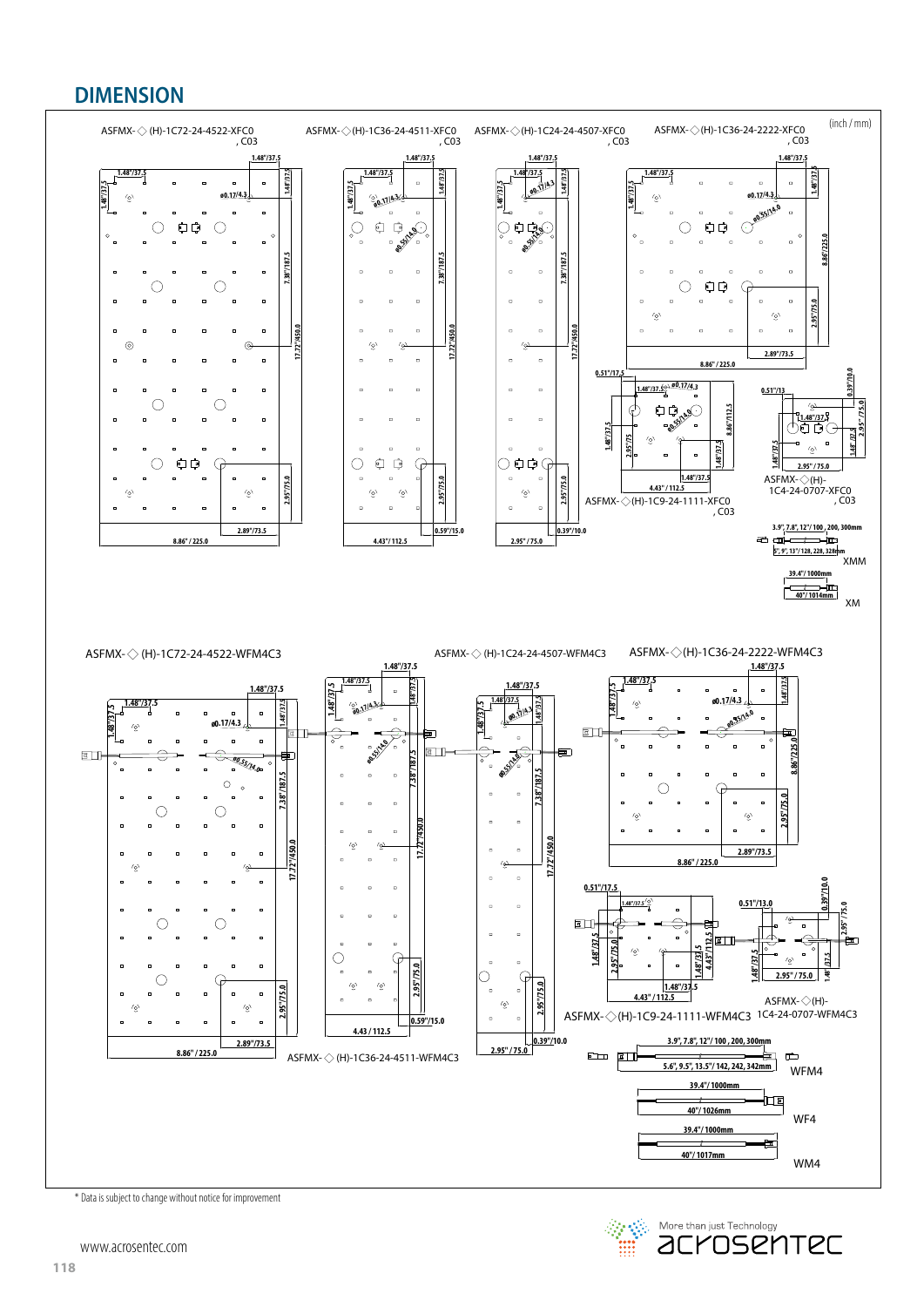## DIMENSION

(inch / mm)

ASFMX-◇ (H)-1C72-24-4522-XFC0, C03

ASFMX-◇(H)-1C36-24-4511-XFC0, C03

ASFMX-◇(H)-1C24-24-4507-XFC0, C03

ASFMX-◇(H)-1C36-24-2222-XFC0, C03

1.48"/37.5

ø0.17/4.3

ø0.55/14.0

7.38"/187.5

17.72"/450.0

2.95"/75.0

2.89"/73.5

8.86" / 225.0

4.43" / 112.5

0.59"/15.0

2.95" / 75.0

0.39"/10.0

8.86"/225.0

0.51"/17.5

0.51"/13

8.86"/112.5

2.95"/75

4.43" / 112.5

ASFMX-◇(H)-1C9-24-1111-XFC0, C03

ASFMX-◇(H)-1C4-24-0707-XFC0, C03

3.9", 7.8", 12"/ 100 , 200, 300mm

5", 9", 13"/ 128, 228, 328mm

XMM

39.4"/ 1000mm

40"/ 1014mm

XM

ASFMX-◇ (H)-1C72-24-4522-WFM4C3

ASFMX-◇ (H)-1C24-24-4507-WFM4C3

ASFMX-◇(H)-1C36-24-2222-WFM4C3

ASFMX-◇ (H)-1C36-24-4511-WFM4C3

4.43 / 112.5

0.59"/15.0

0.39"/10.0

8.86" / 225.0

0.51"/17.5

0.51"/13.0

0.39"/10.0

4.43"/112.5

ASFMX-◇(H)-1C9-24-1111-WFM4C3

ASFMX-◇(H)-1C4-24-0707-WFM4C3

3.9", 7.8", 12"/ 100 , 200, 300mm

5.6", 9.5", 13.5"/ 142, 242, 342mm

WFM4

39.4"/ 1000mm

40"/ 1026mm

WF4

39.4"/ 1000mm

40"/ 1017mm

WM4

\* Data is subject to change without notice for improvement

www.acrosentec.com

More than just Technology

acrosentec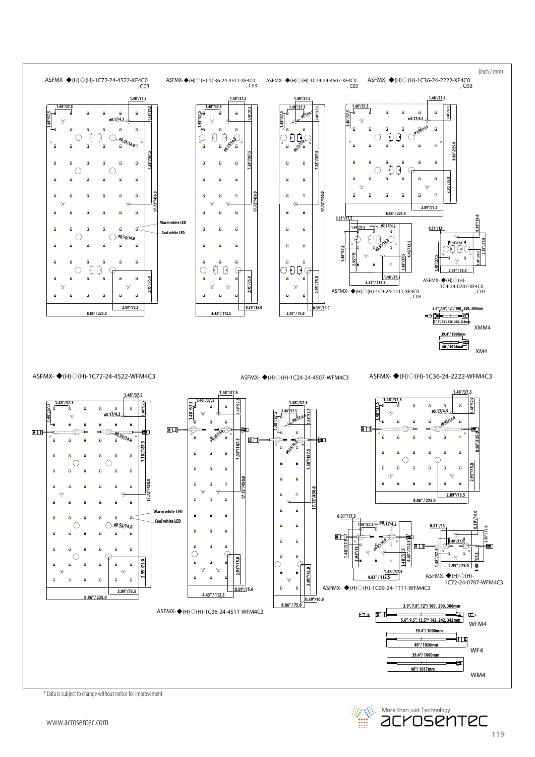(inch / mm)

ASFMX- ◆(H)◇(H)-1C72-24-4522-XF4C0, C03

ASFMX-◆(H)◇(H)-1C36-24-4511-XF4C0, C03

ASFMX- ◆(H)◇(H)-1C24-24-4507-XF4C0, C03

ASFMX- ◆(H)◇(H)-1C36-24-2222-XF4C0, C03

1.48"/37.5
1.48"/37.5
ø0.17/4.3
ø0.55/14.0
7.38"/187.5
17.72"/450.0
2.95"/75.0
2.89"/73.5
8.86" / 225.0
Warm white LED
Cool white LED
4.43" / 112.5
0.59"/15.0
2.95" / 75.0
0.39"/10.0
8.86"/225.0
0.51"/17.5
4.43"/112.5
ASFMX- ◆(H)◇(H)-1C9-24-1111-XF4C0, C03
0.51"/13
ASFMX- ◆(H)◇(H)-1C4-24-0707-XF4C0, C03
3.9", 7.8", 12"/ 100, 200, 300mm
5", 9", 13"/ 128, 228, 328mm
XMM4
39.4"/ 1000mm
40"/ 1014mm
XM4

ASFMX- ◆(H)◇(H)-1C72-24-4522-WFM4C3

ASFMX- ◆(H)◇(H)-1C24-24-4507-WFM4C3

ASFMX- ◆(H)◇(H)-1C36-24-2222-WFM4C3

ASFMX-◆(H)◇(H)-1C36-24-4511-WFM4C3

ASFMX- ◆(H)◇(H)-1C09-24-1111-WFM4C3

ASFMX- ◆(H)◇(H)-1C72-24-0707-WFM4C3

3.9", 7.8", 12"/ 100, 200, 300mm
5.6", 9.5", 13.5"/ 142, 242, 342mm
WFM4
39.4"/ 1000mm
40"/ 1026mm
WF4
39.4"/ 1000mm
40"/ 1017mm
WM4

\* Data is subject to change without notice for improvement

www.acrosentec.com

More than just Technology
acrosentec